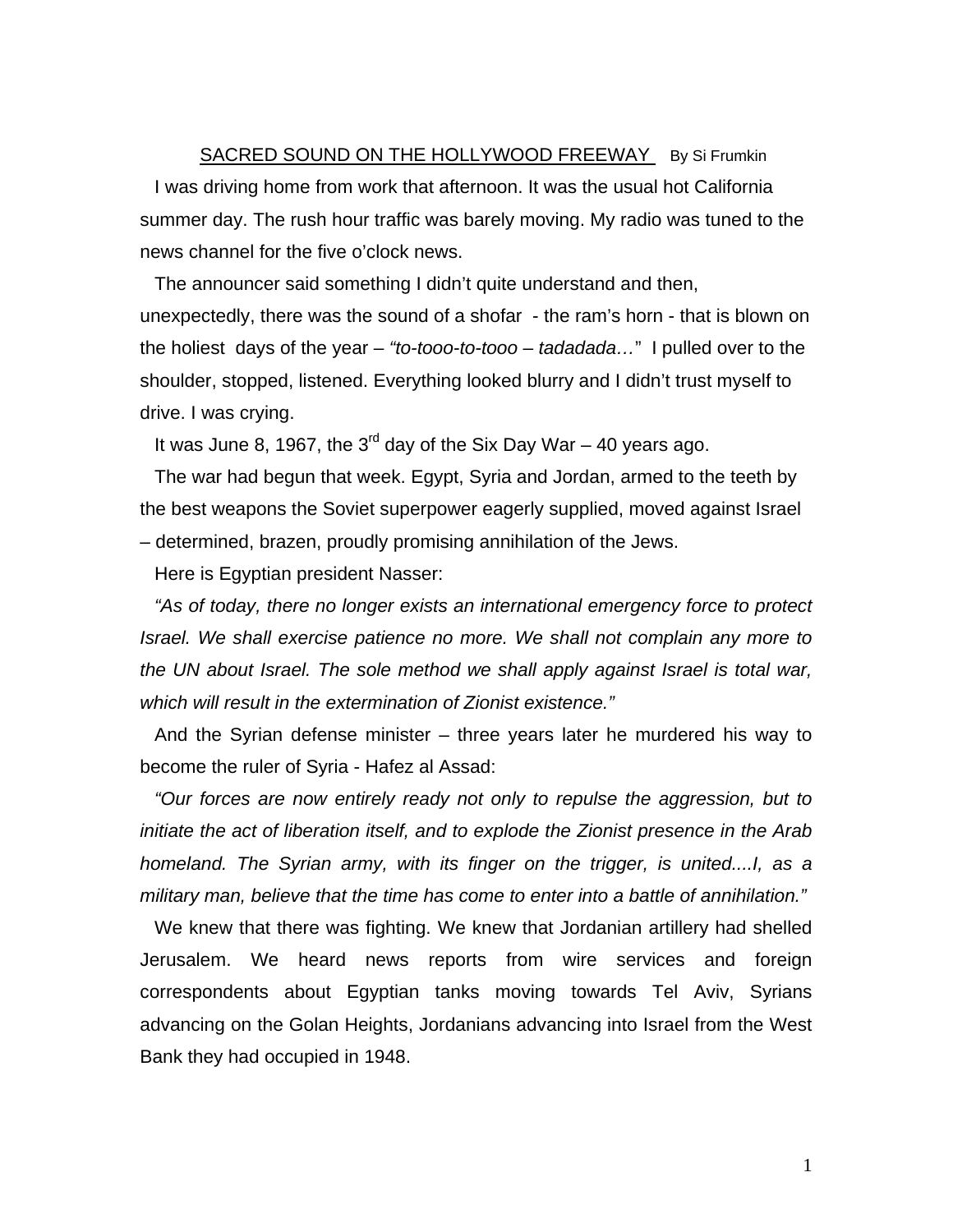# SACRED SOUND ON THE HOLLYWOOD FREEWAY

By Si Frumkin

I was driving home from work that afternoon. It was the usual hot California summer day. The rush hour traffic was barely moving. My radio was tuned to the news channel for the five o'clock news.

The announcer said something I didn't quite understand and then, unexpectedly, there was the sound of a shofar - the ram's horn - that is blown on the holiest days of the year – *"to-tooo-to-tooo – tadadada…"* I pulled over to the shoulder, stopped, listened. Everything looked blurry and I didn't trust myself to drive. I was crying.

It was June 8, 1967, the 3rd day of the Six Day War – 40 years ago.

The war had begun that week. Egypt, Syria and Jordan, armed to the teeth by the best weapons the Soviet superpower eagerly supplied, moved against Israel – determined, brazen, proudly promising annihilation of the Jews.

Here is Egyptian president Nasser:

*"As of today, there no longer exists an international emergency force to protect Israel. We shall exercise patience no more. We shall not complain any more to the UN about Israel. The sole method we shall apply against Israel is total war, which will result in the extermination of Zionist existence."*

And the Syrian defense minister – three years later he murdered his way to become the ruler of Syria - Hafez al Assad:

*"Our forces are now entirely ready not only to repulse the aggression, but to initiate the act of liberation itself, and to explode the Zionist presence in the Arab homeland. The Syrian army, with its finger on the trigger, is united....I, as a military man, believe that the time has come to enter into a battle of annihilation."*

We knew that there was fighting. We knew that Jordanian artillery had shelled Jerusalem. We heard news reports from wire services and foreign correspondents about Egyptian tanks moving towards Tel Aviv, Syrians advancing on the Golan Heights, Jordanians advancing into Israel from the West Bank they had occupied in 1948.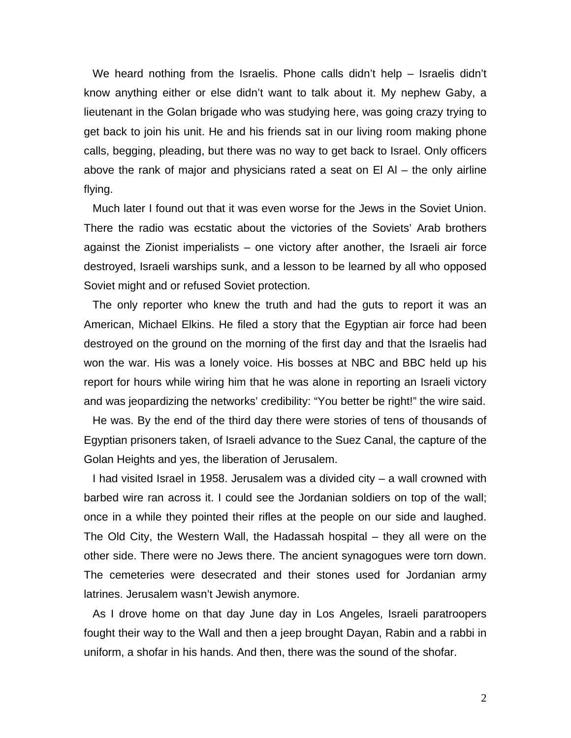We heard nothing from the Israelis. Phone calls didn't help – Israelis didn't know anything either or else didn't want to talk about it. My nephew Gaby, a lieutenant in the Golan brigade who was studying here, was going crazy trying to get back to join his unit. He and his friends sat in our living room making phone calls, begging, pleading, but there was no way to get back to Israel. Only officers above the rank of major and physicians rated a seat on El Al – the only airline flying.

Much later I found out that it was even worse for the Jews in the Soviet Union. There the radio was ecstatic about the victories of the Soviets' Arab brothers against the Zionist imperialists – one victory after another, the Israeli air force destroyed, Israeli warships sunk, and a lesson to be learned by all who opposed Soviet might and or refused Soviet protection.

The only reporter who knew the truth and had the guts to report it was an American, Michael Elkins. He filed a story that the Egyptian air force had been destroyed on the ground on the morning of the first day and that the Israelis had won the war. His was a lonely voice. His bosses at NBC and BBC held up his report for hours while wiring him that he was alone in reporting an Israeli victory and was jeopardizing the networks' credibility: "You better be right!" the wire said.

He was. By the end of the third day there were stories of tens of thousands of Egyptian prisoners taken, of Israeli advance to the Suez Canal, the capture of the Golan Heights and yes, the liberation of Jerusalem.

I had visited Israel in 1958. Jerusalem was a divided city – a wall crowned with barbed wire ran across it. I could see the Jordanian soldiers on top of the wall; once in a while they pointed their rifles at the people on our side and laughed. The Old City, the Western Wall, the Hadassah hospital – they all were on the other side. There were no Jews there. The ancient synagogues were torn down. The cemeteries were desecrated and their stones used for Jordanian army latrines. Jerusalem wasn't Jewish anymore.

As I drove home on that day June day in Los Angeles, Israeli paratroopers fought their way to the Wall and then a jeep brought Dayan, Rabin and a rabbi in uniform, a shofar in his hands. And then, there was the sound of the shofar.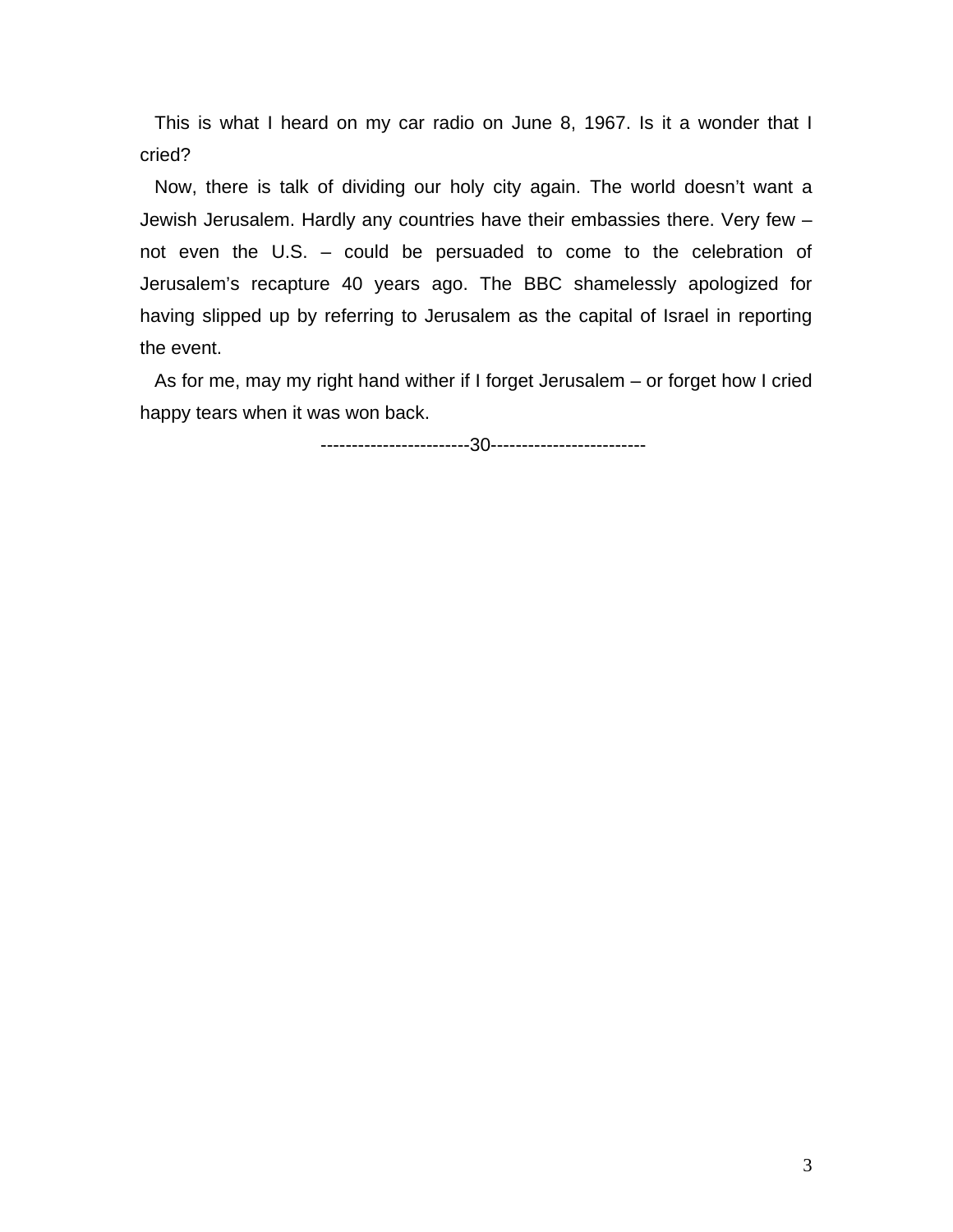This is what I heard on my car radio on June 8, 1967. Is it a wonder that I cried?

Now, there is talk of dividing our holy city again. The world doesn't want a Jewish Jerusalem. Hardly any countries have their embassies there. Very few – not even the U.S. – could be persuaded to come to the celebration of Jerusalem's recapture 40 years ago. The BBC shamelessly apologized for having slipped up by referring to Jerusalem as the capital of Israel in reporting the event.

As for me, may my right hand wither if I forget Jerusalem – or forget how I cried happy tears when it was won back.

------------------------30-------------------------